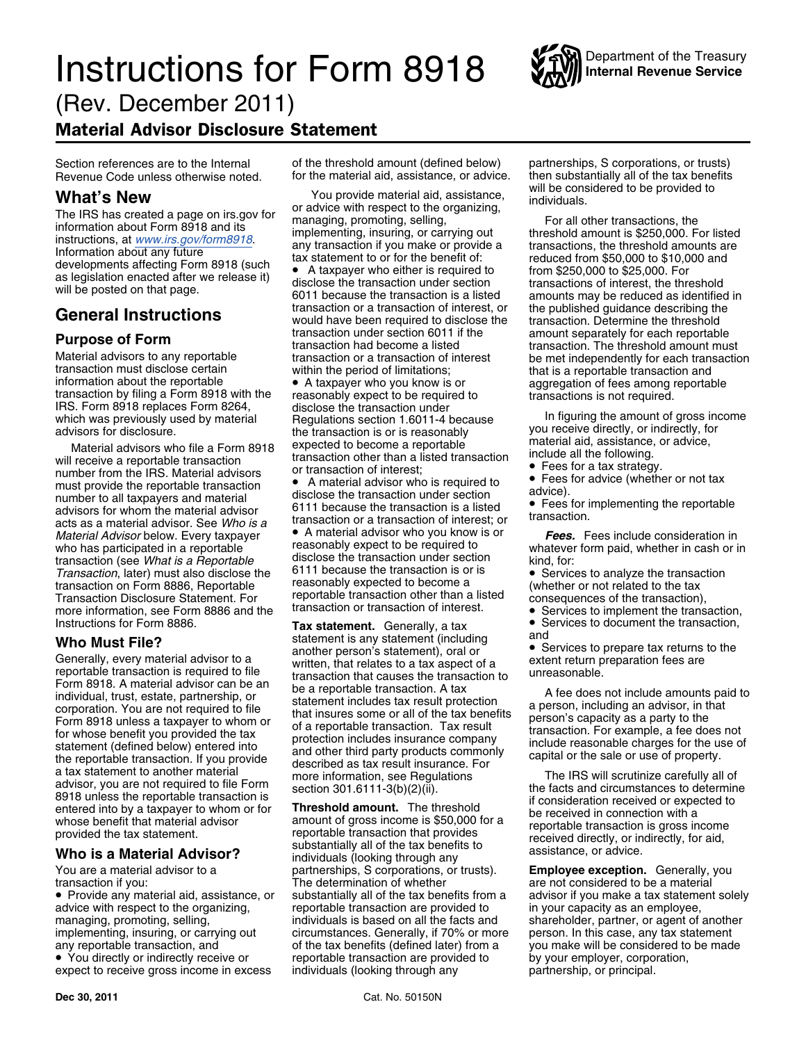# Instructions for Form 8918

(Rev. December 2011)

## Material Advisor Disclosure Statement

Department of the Treasury
Internal Revenue Service

Section references are to the Internal Revenue Code unless otherwise noted.

## What's New

The IRS has created a page on irs.gov for information about Form 8918 and its instructions, at *www.irs.gov/form8918*. Information about any future developments affecting Form 8918 (such as legislation enacted after we release it) will be posted on that page.

## General Instructions

### Purpose of Form

Material advisors to any reportable transaction must disclose certain information about the reportable transaction by filing a Form 8918 with the IRS. Form 8918 replaces Form 8264, which was previously used by material advisors for disclosure.

Material advisors who file a Form 8918 will receive a reportable transaction number from the IRS. Material advisors must provide the reportable transaction number to all taxpayers and material advisors for whom the material advisor acts as a material advisor. See *Who is a Material Advisor* below. Every taxpayer who has participated in a reportable transaction (see *What is a Reportable Transaction*, later) must also disclose the transaction on Form 8886, Reportable Transaction Disclosure Statement. For more information, see Form 8886 and the Instructions for Form 8886.

### Who Must File?

Generally, every material advisor to a reportable transaction is required to file Form 8918. A material advisor can be an individual, trust, estate, partnership, or corporation. You are not required to file Form 8918 unless a taxpayer to whom or for whose benefit you provided the tax statement (defined below) entered into the reportable transaction. If you provide a tax statement to another material advisor, you are not required to file Form 8918 unless the reportable transaction is entered into by a taxpayer to whom or for whose benefit that material advisor provided the tax statement.

### Who is a Material Advisor?

You are a material advisor to a transaction if you:

- Provide any material aid, assistance, or advice with respect to the organizing, managing, promoting, selling, implementing, insuring, or carrying out any reportable transaction, and
- You directly or indirectly receive or expect to receive gross income in excess of the threshold amount (defined below) for the material aid, assistance, or advice.

You provide material aid, assistance, or advice with respect to the organizing, managing, promoting, selling, implementing, insuring, or carrying out any transaction if you make or provide a tax statement to or for the benefit of:

- A taxpayer who either is required to disclose the transaction under section 6011 because the transaction is a listed transaction or a transaction of interest, or would have been required to disclose the transaction under section 6011 if the transaction had become a listed transaction or a transaction of interest within the period of limitations;
- A taxpayer who you know is or reasonably expect to be required to disclose the transaction under Regulations section 1.6011-4 because the transaction is or is reasonably expected to become a reportable transaction other than a listed transaction or transaction of interest;
- A material advisor who is required to disclose the transaction under section 6111 because the transaction is a listed transaction or a transaction of interest; or
- A material advisor who you know is or reasonably expect to be required to disclose the transaction under section 6111 because the transaction is or is reasonably expected to become a reportable transaction other than a listed transaction or transaction of interest.

**Tax statement.** Generally, a tax statement is any statement (including another person's statement), oral or written, that relates to a tax aspect of a transaction that causes the transaction to be a reportable transaction. A tax statement includes tax result protection that insures some or all of the tax benefits of a reportable transaction. Tax result protection includes insurance company and other third party products commonly described as tax result insurance. For more information, see Regulations section 301.6111-3(b)(2)(ii).

**Threshold amount.** The threshold amount of gross income is $50,000 for a reportable transaction that provides substantially all of the tax benefits to individuals (looking through any partnerships, S corporations, or trusts). The determination of whether substantially all of the tax benefits from a reportable transaction are provided to individuals is based on all the facts and circumstances. Generally, if 70% or more of the tax benefits (defined later) from a reportable transaction are provided to individuals (looking through any partnerships, S corporations, or trusts) then substantially all of the tax benefits will be considered to be provided to individuals.

For all other transactions, the threshold amount is $250,000. For listed transactions, the threshold amounts are reduced from $50,000 to $10,000 and from $250,000 to $25,000. For transactions of interest, the threshold amounts may be reduced as identified in the published guidance describing the transaction. Determine the threshold amount separately for each reportable transaction. The threshold amount must be met independently for each transaction that is a reportable transaction and aggregation of fees among reportable transactions is not required.

In figuring the amount of gross income you receive directly, or indirectly, for material aid, assistance, or advice, include all the following.

- Fees for a tax strategy.
- Fees for advice (whether or not tax advice).
- Fees for implementing the reportable transaction.

***Fees.*** Fees include consideration in whatever form paid, whether in cash or in kind, for:

- Services to analyze the transaction (whether or not related to the tax consequences of the transaction),
- Services to implement the transaction,
- Services to document the transaction, and
- Services to prepare tax returns to the extent return preparation fees are unreasonable.

A fee does not include amounts paid to a person, including an advisor, in that person's capacity as a party to the transaction. For example, a fee does not include reasonable charges for the use of capital or the sale or use of property.

The IRS will scrutinize carefully all of the facts and circumstances to determine if consideration received or expected to be received in connection with a reportable transaction is gross income received directly, or indirectly, for aid, assistance, or advice.

**Employee exception.** Generally, you are not considered to be a material advisor if you make a tax statement solely in your capacity as an employee, shareholder, partner, or agent of another person. In this case, any tax statement you make will be considered to be made by your employer, corporation, partnership, or principal.

Dec 30, 2011 Cat. No. 50150N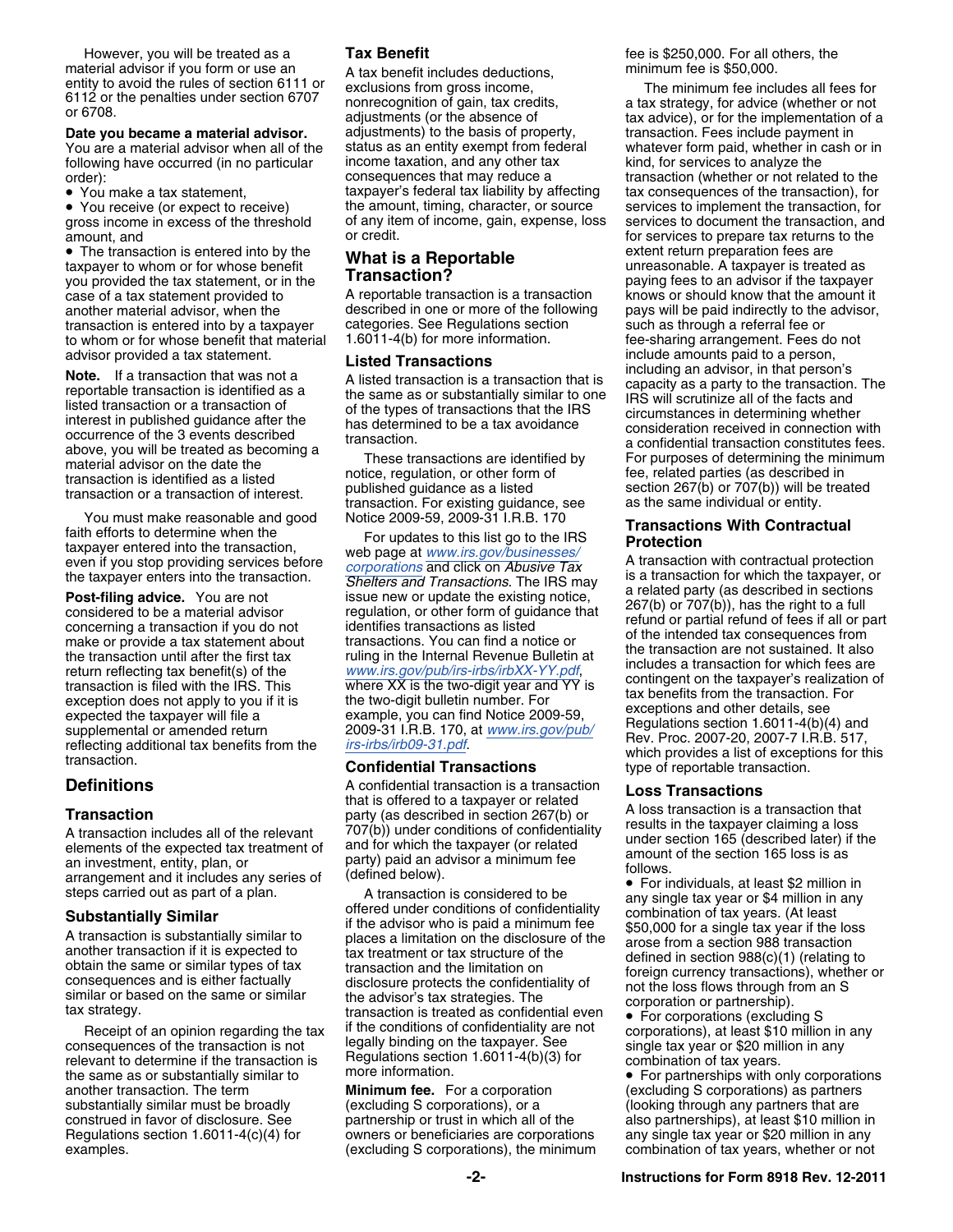However, you will be treated as a material advisor if you form or use an entity to avoid the rules of section 6111 or 6112 or the penalties under section 6707 or 6708.

**Date you became a material advisor.** You are a material advisor when all of the following have occurred (in no particular order):

- You make a tax statement,
- You receive (or expect to receive) gross income in excess of the threshold amount, and
- The transaction is entered into by the taxpayer to whom or for whose benefit you provided the tax statement, or in the case of a tax statement provided to another material advisor, when the transaction is entered into by a taxpayer to whom or for whose benefit that material advisor provided a tax statement.

**Note.** If a transaction that was not a reportable transaction is identified as a listed transaction or a transaction of interest in published guidance after the occurrence of the 3 events described above, you will be treated as becoming a material advisor on the date the transaction is identified as a listed transaction or a transaction of interest.

You must make reasonable and good faith efforts to determine when the taxpayer entered into the transaction, even if you stop providing services before the taxpayer enters into the transaction.

**Post-filing advice.** You are not considered to be a material advisor concerning a transaction if you do not make or provide a tax statement about the transaction until after the first tax return reflecting tax benefit(s) of the transaction is filed with the IRS. This exception does not apply to you if it is expected the taxpayer will file a supplemental or amended return reflecting additional tax benefits from the transaction.

## Definitions

### Transaction

A transaction includes all of the relevant elements of the expected tax treatment of an investment, entity, plan, or arrangement and it includes any series of steps carried out as part of a plan.

### Substantially Similar

A transaction is substantially similar to another transaction if it is expected to obtain the same or similar types of tax consequences and is either factually similar or based on the same or similar tax strategy.

Receipt of an opinion regarding the tax consequences of the transaction is not relevant to determine if the transaction is the same as or substantially similar to another transaction. The term substantially similar must be broadly construed in favor of disclosure. See Regulations section 1.6011-4(c)(4) for examples.

### Tax Benefit

A tax benefit includes deductions, exclusions from gross income, nonrecognition of gain, tax credits, adjustments (or the absence of adjustments) to the basis of property, status as an entity exempt from federal income taxation, and any other tax consequences that may reduce a taxpayer's federal tax liability by affecting the amount, timing, character, or source of any item of income, gain, expense, loss or credit.

## What is a Reportable Transaction?

A reportable transaction is a transaction described in one or more of the following categories. See Regulations section 1.6011-4(b) for more information.

### Listed Transactions

A listed transaction is a transaction that is the same as or substantially similar to one of the types of transactions that the IRS has determined to be a tax avoidance transaction.

These transactions are identified by notice, regulation, or other form of published guidance as a listed transaction. For existing guidance, see Notice 2009-59, 2009-31 I.R.B. 170

For updates to this list go to the IRS web page at *www.irs.gov/businesses/corporations* and click on *Abusive Tax Shelters and Transactions*. The IRS may issue new or update the existing notice, regulation, or other form of guidance that identifies transactions as listed transactions. You can find a notice or ruling in the Internal Revenue Bulletin at *www.irs.gov/pub/irs-irbs/irbXX-YY.pdf*, where XX is the two-digit year and YY is the two-digit bulletin number. For example, you can find Notice 2009-59, 2009-31 I.R.B. 170, at *www.irs.gov/pub/irs-irbs/irb09-31.pdf*.

### Confidential Transactions

A confidential transaction is a transaction that is offered to a taxpayer or related party (as described in section 267(b) or 707(b)) under conditions of confidentiality and for which the taxpayer (or related party) paid an advisor a minimum fee (defined below).

A transaction is considered to be offered under conditions of confidentiality if the advisor who is paid a minimum fee places a limitation on the disclosure of the tax treatment or tax structure of the transaction and the limitation on disclosure protects the confidentiality of the advisor's tax strategies. The transaction is treated as confidential even if the conditions of confidentiality are not legally binding on the taxpayer. See Regulations section 1.6011-4(b)(3) for more information.

**Minimum fee.** For a corporation (excluding S corporations), or a partnership or trust in which all of the owners or beneficiaries are corporations (excluding S corporations), the minimum fee is $250,000. For all others, the minimum fee is $50,000.

The minimum fee includes all fees for a tax strategy, for advice (whether or not tax advice), or for the implementation of a transaction. Fees include payment in whatever form paid, whether in cash or in kind, for services to analyze the transaction (whether or not related to the tax consequences of the transaction), for services to implement the transaction, for services to document the transaction, and for services to prepare tax returns to the extent return preparation fees are unreasonable. A taxpayer is treated as paying fees to an advisor if the taxpayer knows or should know that the amount it pays will be paid indirectly to the advisor, such as through a referral fee or fee-sharing arrangement. Fees do not include amounts paid to a person, including an advisor, in that person's capacity as a party to the transaction. The IRS will scrutinize all of the facts and circumstances in determining whether consideration received in connection with a confidential transaction constitutes fees. For purposes of determining the minimum fee, related parties (as described in section 267(b) or 707(b)) will be treated as the same individual or entity.

### Transactions With Contractual Protection

A transaction with contractual protection is a transaction for which the taxpayer, or a related party (as described in sections 267(b) or 707(b)), has the right to a full refund or partial refund of fees if all or part of the intended tax consequences from the transaction are not sustained. It also includes a transaction for which fees are contingent on the taxpayer's realization of tax benefits from the transaction. For exceptions and other details, see Regulations section 1.6011-4(b)(4) and Rev. Proc. 2007-20, 2007-7 I.R.B. 517, which provides a list of exceptions for this type of reportable transaction.

### Loss Transactions

A loss transaction is a transaction that results in the taxpayer claiming a loss under section 165 (described later) if the amount of the section 165 loss is as follows.

- For individuals, at least $2 million in any single tax year or $4 million in any combination of tax years. (At least $50,000 for a single tax year if the loss arose from a section 988 transaction defined in section 988(c)(1) (relating to foreign currency transactions), whether or not the loss flows through from an S corporation or partnership).
- For corporations (excluding S corporations), at least $10 million in any single tax year or $20 million in any combination of tax years.
- For partnerships with only corporations (excluding S corporations) as partners (looking through any partners that are also partnerships), at least $10 million in any single tax year or $20 million in any combination of tax years, whether or not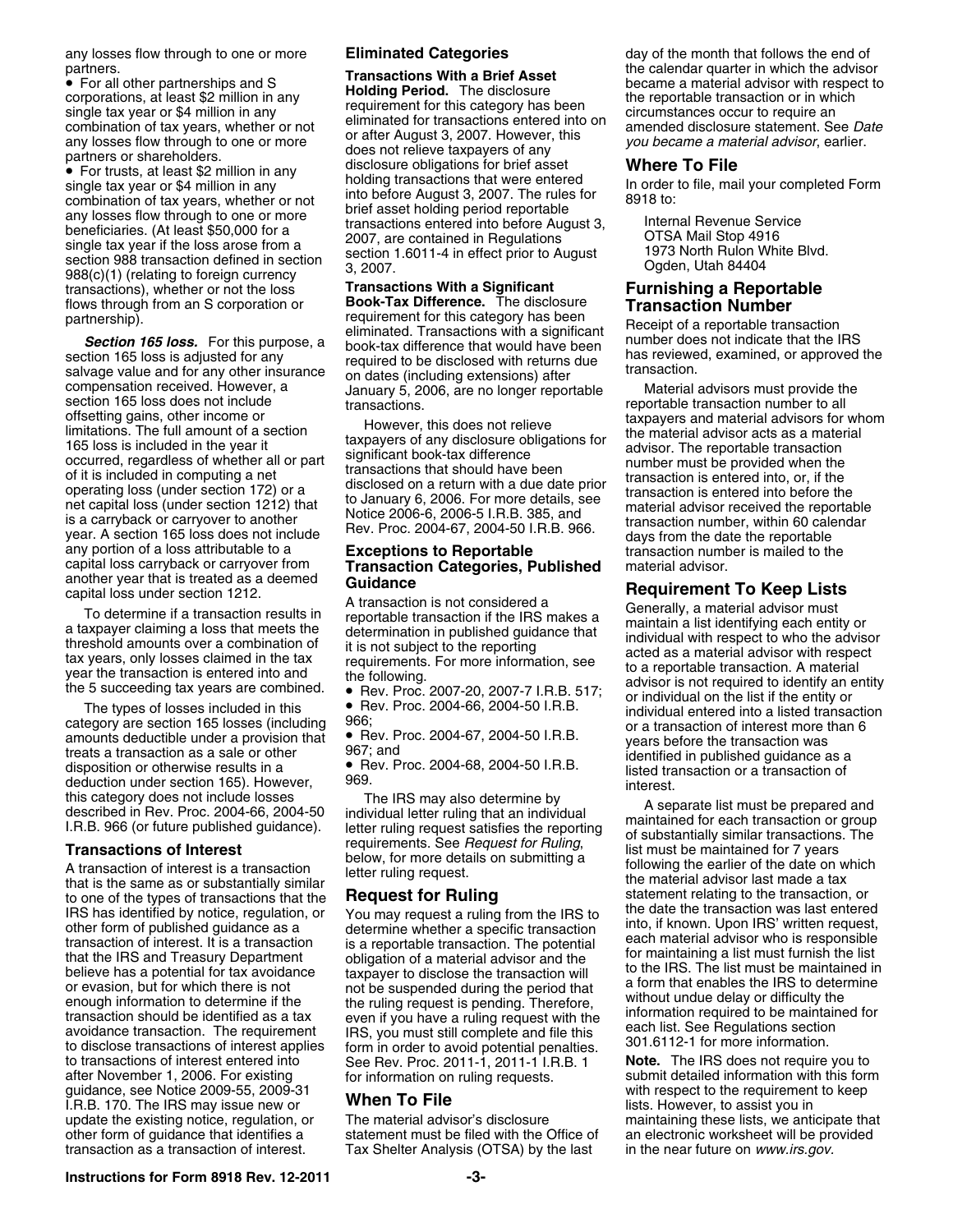any losses flow through to one or more partners.

- For all other partnerships and S corporations, at least $2 million in any single tax year or $4 million in any combination of tax years, whether or not any losses flow through to one or more partners or shareholders.
- For trusts, at least $2 million in any single tax year or $4 million in any combination of tax years, whether or not any losses flow through to one or more beneficiaries. (At least $50,000 for a single tax year if the loss arose from a section 988 transaction defined in section 988(c)(1) (relating to foreign currency transactions), whether or not the loss flows through from an S corporation or partnership).

***Section 165 loss.*** For this purpose, a section 165 loss is adjusted for any salvage value and for any other insurance compensation received. However, a section 165 loss does not include offsetting gains, other income or limitations. The full amount of a section 165 loss is included in the year it occurred, regardless of whether all or part of it is included in computing a net operating loss (under section 172) or a net capital loss (under section 1212) that is a carryback or carryover to another year. A section 165 loss does not include any portion of a loss attributable to a capital loss carryback or carryover from another year that is treated as a deemed capital loss under section 1212.

To determine if a transaction results in a taxpayer claiming a loss that meets the threshold amounts over a combination of tax years, only losses claimed in the tax year the transaction is entered into and the 5 succeeding tax years are combined.

The types of losses included in this category are section 165 losses (including amounts deductible under a provision that treats a transaction as a sale or other disposition or otherwise results in a deduction under section 165). However, this category does not include losses described in Rev. Proc. 2004-66, 2004-50 I.R.B. 966 (or future published guidance).

## Transactions of Interest

A transaction of interest is a transaction that is the same as or substantially similar to one of the types of transactions that the IRS has identified by notice, regulation, or other form of published guidance as a transaction of interest. It is a transaction that the IRS and Treasury Department believe has a potential for tax avoidance or evasion, but for which there is not enough information to determine if the transaction should be identified as a tax avoidance transaction. The requirement to disclose transactions of interest applies to transactions of interest entered into after November 1, 2006. For existing guidance, see Notice 2009-55, 2009-31 I.R.B. 170. The IRS may issue new or update the existing notice, regulation, or other form of guidance that identifies a transaction as a transaction of interest.

## Eliminated Categories

**Transactions With a Brief Asset Holding Period.** The disclosure requirement for this category has been eliminated for transactions entered into on or after August 3, 2007. However, this does not relieve taxpayers of any disclosure obligations for brief asset holding transactions that were entered into before August 3, 2007. The rules for brief asset holding period reportable transactions entered into before August 3, 2007, are contained in Regulations section 1.6011-4 in effect prior to August 3, 2007.

**Transactions With a Significant Book-Tax Difference.** The disclosure requirement for this category has been eliminated. Transactions with a significant book-tax difference that would have been required to be disclosed with returns due on dates (including extensions) after January 5, 2006, are no longer reportable transactions.

However, this does not relieve taxpayers of any disclosure obligations for significant book-tax difference transactions that should have been disclosed on a return with a due date prior to January 6, 2006. For more details, see Notice 2006-6, 2006-5 I.R.B. 385, and Rev. Proc. 2004-67, 2004-50 I.R.B. 966.

## Exceptions to Reportable Transaction Categories, Published Guidance

A transaction is not considered a reportable transaction if the IRS makes a determination in published guidance that it is not subject to the reporting requirements. For more information, see the following.

- Rev. Proc. 2007-20, 2007-7 I.R.B. 517;
- Rev. Proc. 2004-66, 2004-50 I.R.B. 966;
- Rev. Proc. 2004-67, 2004-50 I.R.B. 967; and
- Rev. Proc. 2004-68, 2004-50 I.R.B. 969.

The IRS may also determine by individual letter ruling that an individual letter ruling request satisfies the reporting requirements. See *Request for Ruling*, below, for more details on submitting a letter ruling request.

## Request for Ruling

You may request a ruling from the IRS to determine whether a specific transaction is a reportable transaction. The potential obligation of a material advisor and the taxpayer to disclose the transaction will not be suspended during the period that the ruling request is pending. Therefore, even if you have a ruling request with the IRS, you must still complete and file this form in order to avoid potential penalties. See Rev. Proc. 2011-1, 2011-1 I.R.B. 1 for information on ruling requests.

## When To File

The material advisor's disclosure statement must be filed with the Office of Tax Shelter Analysis (OTSA) by the last day of the month that follows the end of the calendar quarter in which the advisor became a material advisor with respect to the reportable transaction or in which circumstances occur to require an amended disclosure statement. See *Date you became a material advisor*, earlier.

## Where To File

In order to file, mail your completed Form 8918 to:

Internal Revenue Service
OTSA Mail Stop 4916
1973 North Rulon White Blvd.
Ogden, Utah 84404

## Furnishing a Reportable Transaction Number

Receipt of a reportable transaction number does not indicate that the IRS has reviewed, examined, or approved the transaction.

Material advisors must provide the reportable transaction number to all taxpayers and material advisors for whom the material advisor acts as a material advisor. The reportable transaction number must be provided when the transaction is entered into, or, if the transaction is entered into before the material advisor received the reportable transaction number, within 60 calendar days from the date the reportable transaction number is mailed to the material advisor.

## Requirement To Keep Lists

Generally, a material advisor must maintain a list identifying each entity or individual with respect to who the advisor acted as a material advisor with respect to a reportable transaction. A material advisor is not required to identify an entity or individual on the list if the entity or individual entered into a listed transaction or a transaction of interest more than 6 years before the transaction was identified in published guidance as a listed transaction or a transaction of interest.

A separate list must be prepared and maintained for each transaction or group of substantially similar transactions. The list must be maintained for 7 years following the earlier of the date on which the material advisor last made a tax statement relating to the transaction, or the date the transaction was last entered into, if known. Upon IRS' written request, each material advisor who is responsible for maintaining a list must furnish the list to the IRS. The list must be maintained in a form that enables the IRS to determine without undue delay or difficulty the information required to be maintained for each list. See Regulations section 301.6112-1 for more information.

**Note.** The IRS does not require you to submit detailed information with this form with respect to the requirement to keep lists. However, to assist you in maintaining these lists, we anticipate that an electronic worksheet will be provided in the near future on *www.irs.gov*.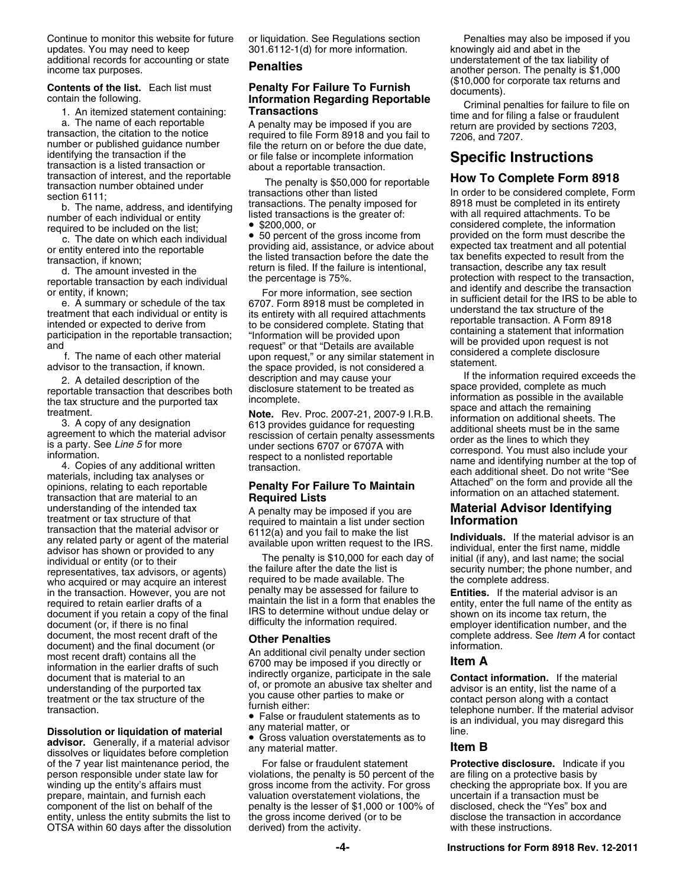Continue to monitor this website for future updates. You may need to keep additional records for accounting or state income tax purposes.

**Contents of the list.** Each list must contain the following.

1. An itemized statement containing:

a. The name of each reportable transaction, the citation to the notice number or published guidance number identifying the transaction if the transaction is a listed transaction or transaction of interest, and the reportable transaction number obtained under section 6111;

b. The name, address, and identifying number of each individual or entity required to be included on the list;

c. The date on which each individual or entity entered into the reportable transaction, if known;

d. The amount invested in the reportable transaction by each individual or entity, if known;

e. A summary or schedule of the tax treatment that each individual or entity is intended or expected to derive from participation in the reportable transaction; and

f. The name of each other material advisor to the transaction, if known.

2. A detailed description of the reportable transaction that describes both the tax structure and the purported tax treatment.

3. A copy of any designation agreement to which the material advisor is a party. See *Line 5* for more information.

4. Copies of any additional written materials, including tax analyses or opinions, relating to each reportable transaction that are material to an understanding of the intended tax treatment or tax structure of that transaction that the material advisor or any related party or agent of the material advisor has shown or provided to any individual or entity (or to their representatives, tax advisors, or agents) who acquired or may acquire an interest in the transaction. However, you are not required to retain earlier drafts of a document if you retain a copy of the final document (or, if there is no final document, the most recent draft of the document) and the final document (or most recent draft) contains all the information in the earlier drafts of such document that is material to an understanding of the purported tax treatment or the tax structure of the transaction.

**Dissolution or liquidation of material advisor.** Generally, if a material advisor dissolves or liquidates before completion of the 7 year list maintenance period, the person responsible under state law for winding up the entity's affairs must prepare, maintain, and furnish each component of the list on behalf of the entity, unless the entity submits the list to OTSA within 60 days after the dissolution or liquidation. See Regulations section 301.6112-1(d) for more information.

## Penalties

### Penalty For Failure To Furnish Information Regarding Reportable Transactions

A penalty may be imposed if you are required to file Form 8918 and you fail to file the return on or before the due date, or file false or incomplete information about a reportable transaction.

The penalty is $50,000 for reportable transactions other than listed transactions. The penalty imposed for listed transactions is the greater of:

- $200,000, or
- 50 percent of the gross income from providing aid, assistance, or advice about the listed transaction before the date the return is filed. If the failure is intentional, the percentage is 75%.

For more information, see section 6707. Form 8918 must be completed in its entirety with all required attachments to be considered complete. Stating that "Information will be provided upon request" or that "Details are available upon request," or any similar statement in the space provided, is not considered a description and may cause your disclosure statement to be treated as incomplete.

**Note.** Rev. Proc. 2007-21, 2007-9 I.R.B. 613 provides guidance for requesting rescission of certain penalty assessments under sections 6707 or 6707A with respect to a nonlisted reportable transaction.

### Penalty For Failure To Maintain Required Lists

A penalty may be imposed if you are required to maintain a list under section 6112(a) and you fail to make the list available upon written request to the IRS.

The penalty is $10,000 for each day of the failure after the date the list is required to be made available. The penalty may be assessed for failure to maintain the list in a form that enables the IRS to determine without undue delay or difficulty the information required.

### Other Penalties

An additional civil penalty under section 6700 may be imposed if you directly or indirectly organize, participate in the sale of, or promote an abusive tax shelter and you cause other parties to make or furnish either:

- False or fraudulent statements as to any material matter, or
- Gross valuation overstatements as to any material matter.

For false or fraudulent statement violations, the penalty is 50 percent of the gross income from the activity. For gross valuation overstatement violations, the penalty is the lesser of $1,000 or 100% of the gross income derived (or to be derived) from the activity.

Penalties may also be imposed if you knowingly aid and abet in the understatement of the tax liability of another person. The penalty is $1,000 ($10,000 for corporate tax returns and documents).

Criminal penalties for failure to file on time and for filing a false or fraudulent return are provided by sections 7203, 7206, and 7207.

# Specific Instructions

## How To Complete Form 8918

In order to be considered complete, Form 8918 must be completed in its entirety with all required attachments. To be considered complete, the information provided on the form must describe the expected tax treatment and all potential tax benefits expected to result from the transaction, describe any tax result protection with respect to the transaction, and identify and describe the transaction in sufficient detail for the IRS to be able to understand the tax structure of the reportable transaction. A Form 8918 containing a statement that information will be provided upon request is not considered a complete disclosure statement.

If the information required exceeds the space provided, complete as much information as possible in the available space and attach the remaining information on additional sheets. The additional sheets must be in the same order as the lines to which they correspond. You must also include your name and identifying number at the top of each additional sheet. Do not write "See Attached" on the form and provide all the information on an attached statement.

## Material Advisor Identifying Information

**Individuals.** If the material advisor is an individual, enter the first name, middle initial (if any), and last name; the social security number; the phone number, and the complete address.

**Entities.** If the material advisor is an entity, enter the full name of the entity as shown on its income tax return, the employer identification number, and the complete address. See *Item A* for contact information.

## Item A

**Contact information.** If the material advisor is an entity, list the name of a contact person along with a contact telephone number. If the material advisor is an individual, you may disregard this line.

## Item B

**Protective disclosure.** Indicate if you are filing on a protective basis by checking the appropriate box. If you are uncertain if a transaction must be disclosed, check the "Yes" box and disclose the transaction in accordance with these instructions.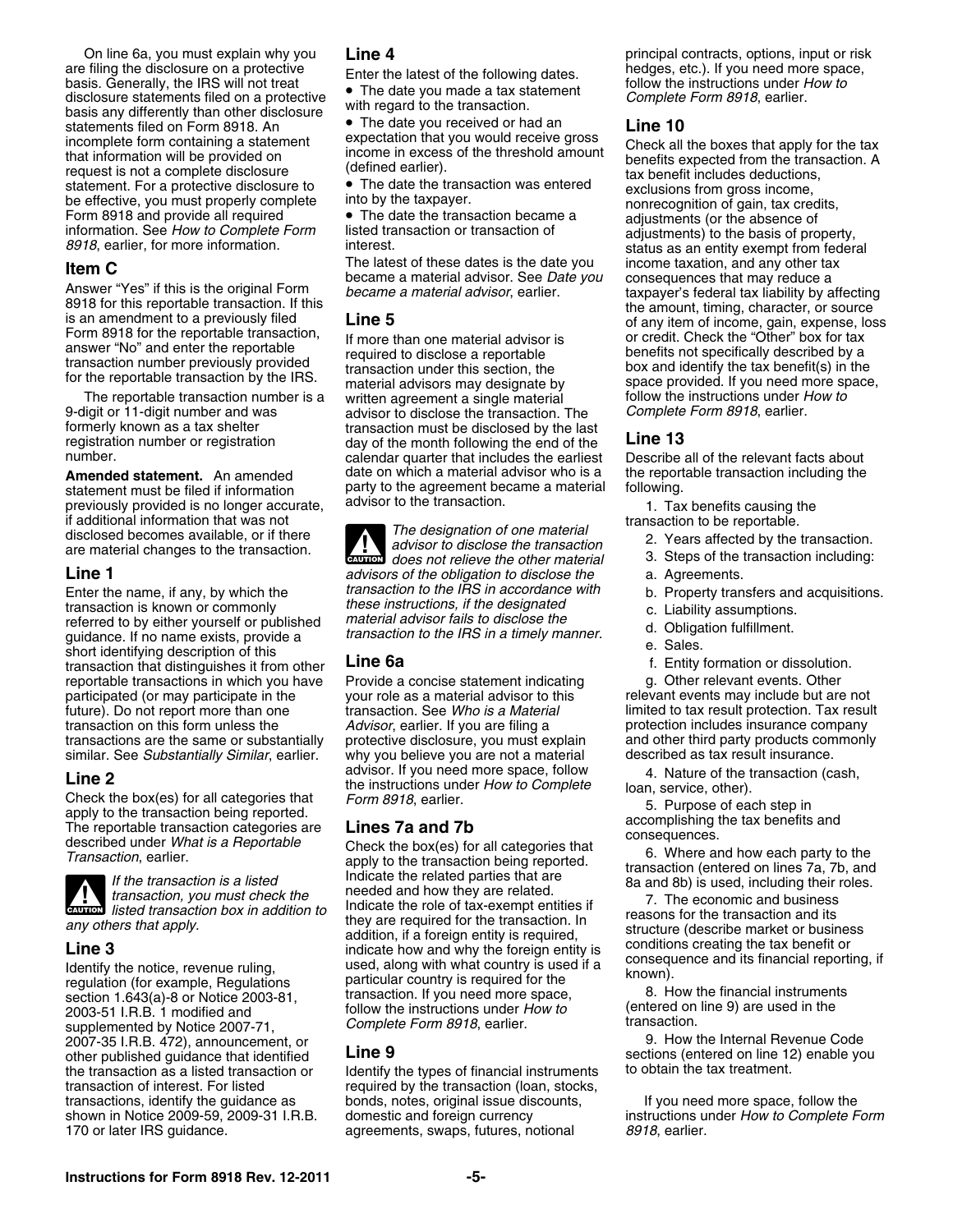On line 6a, you must explain why you are filing the disclosure on a protective basis. Generally, the IRS will not treat disclosure statements filed on a protective basis any differently than other disclosure statements filed on Form 8918. An incomplete form containing a statement that information will be provided on request is not a complete disclosure statement. For a protective disclosure to be effective, you must properly complete Form 8918 and provide all required information. See *How to Complete Form 8918*, earlier, for more information.

## Item C

Answer "Yes" if this is the original Form 8918 for this reportable transaction. If this is an amendment to a previously filed Form 8918 for the reportable transaction, answer "No" and enter the reportable transaction number previously provided for the reportable transaction by the IRS.

The reportable transaction number is a 9-digit or 11-digit number and was formerly known as a tax shelter registration number or registration number.

**Amended statement.** An amended statement must be filed if information previously provided is no longer accurate, if additional information that was not disclosed becomes available, or if there are material changes to the transaction.

## Line 1

Enter the name, if any, by which the transaction is known or commonly referred to by either yourself or published guidance. If no name exists, provide a short identifying description of this transaction that distinguishes it from other reportable transactions in which you have participated (or may participate in the future). Do not report more than one transaction on this form unless the transactions are the same or substantially similar. See *Substantially Similar*, earlier.

## Line 2

Check the box(es) for all categories that apply to the transaction being reported. The reportable transaction categories are described under *What is a Reportable Transaction*, earlier.

**CAUTION** *If the transaction is a listed transaction, you must check the listed transaction box in addition to any others that apply.*

## Line 3

Identify the notice, revenue ruling, regulation (for example, Regulations section 1.643(a)-8 or Notice 2003-81, 2003-51 I.R.B. 1 modified and supplemented by Notice 2007-71, 2007-35 I.R.B. 472), announcement, or other published guidance that identified the transaction as a listed transaction or transaction of interest. For listed transactions, identify the guidance as shown in Notice 2009-59, 2009-31 I.R.B. 170 or later IRS guidance.

## Line 4

Enter the latest of the following dates.

- The date you made a tax statement with regard to the transaction.
- The date you received or had an expectation that you would receive gross income in excess of the threshold amount (defined earlier).
- The date the transaction was entered into by the taxpayer.
- The date the transaction became a listed transaction or transaction of interest.

The latest of these dates is the date you became a material advisor. See *Date you became a material advisor*, earlier.

## Line 5

If more than one material advisor is required to disclose a reportable transaction under this section, the material advisors may designate by written agreement a single material advisor to disclose the transaction. The transaction must be disclosed by the last day of the month following the end of the calendar quarter that includes the earliest date on which a material advisor who is a party to the agreement became a material advisor to the transaction.

**CAUTION** *The designation of one material advisor to disclose the transaction does not relieve the other material advisors of the obligation to disclose the transaction to the IRS in accordance with these instructions, if the designated material advisor fails to disclose the transaction to the IRS in a timely manner.*

## Line 6a

Provide a concise statement indicating your role as a material advisor to this transaction. See *Who is a Material Advisor*, earlier. If you are filing a protective disclosure, you must explain why you believe you are not a material advisor. If you need more space, follow the instructions under *How to Complete Form 8918*, earlier.

## Lines 7a and 7b

Check the box(es) for all categories that apply to the transaction being reported. Indicate the related parties that are needed and how they are related. Indicate the role of tax-exempt entities if they are required for the transaction. In addition, if a foreign entity is required, indicate how and why the foreign entity is used, along with what country is used if a particular country is required for the transaction. If you need more space, follow the instructions under *How to Complete Form 8918*, earlier.

## Line 9

Identify the types of financial instruments required by the transaction (loan, stocks, bonds, notes, original issue discounts, domestic and foreign currency agreements, swaps, futures, notional principal contracts, options, input or risk hedges, etc.). If you need more space, follow the instructions under *How to Complete Form 8918*, earlier.

## Line 10

Check all the boxes that apply for the tax benefits expected from the transaction. A tax benefit includes deductions, exclusions from gross income, nonrecognition of gain, tax credits, adjustments (or the absence of adjustments) to the basis of property, status as an entity exempt from federal income taxation, and any other tax consequences that may reduce a taxpayer's federal tax liability by affecting the amount, timing, character, or source of any item of income, gain, expense, loss or credit. Check the "Other" box for tax benefits not specifically described by a box and identify the tax benefit(s) in the space provided. If you need more space, follow the instructions under *How to Complete Form 8918*, earlier.

## Line 13

Describe all of the relevant facts about the reportable transaction including the following.

1. Tax benefits causing the transaction to be reportable.
2. Years affected by the transaction.
3. Steps of the transaction including:
   a. Agreements.
   b. Property transfers and acquisitions.
   c. Liability assumptions.
   d. Obligation fulfillment.
   e. Sales.
   f. Entity formation or dissolution.
   g. Other relevant events. Other relevant events may include but are not limited to tax result protection. Tax result protection includes insurance company and other third party products commonly described as tax result insurance.
4. Nature of the transaction (cash, loan, service, other).
5. Purpose of each step in accomplishing the tax benefits and consequences.
6. Where and how each party to the transaction (entered on lines 7a, 7b, and 8a and 8b) is used, including their roles.
7. The economic and business reasons for the transaction and its structure (describe market or business conditions creating the tax benefit or consequence and its financial reporting, if known).
8. How the financial instruments (entered on line 9) are used in the transaction.
9. How the Internal Revenue Code sections (entered on line 12) enable you to obtain the tax treatment.

If you need more space, follow the instructions under *How to Complete Form 8918*, earlier.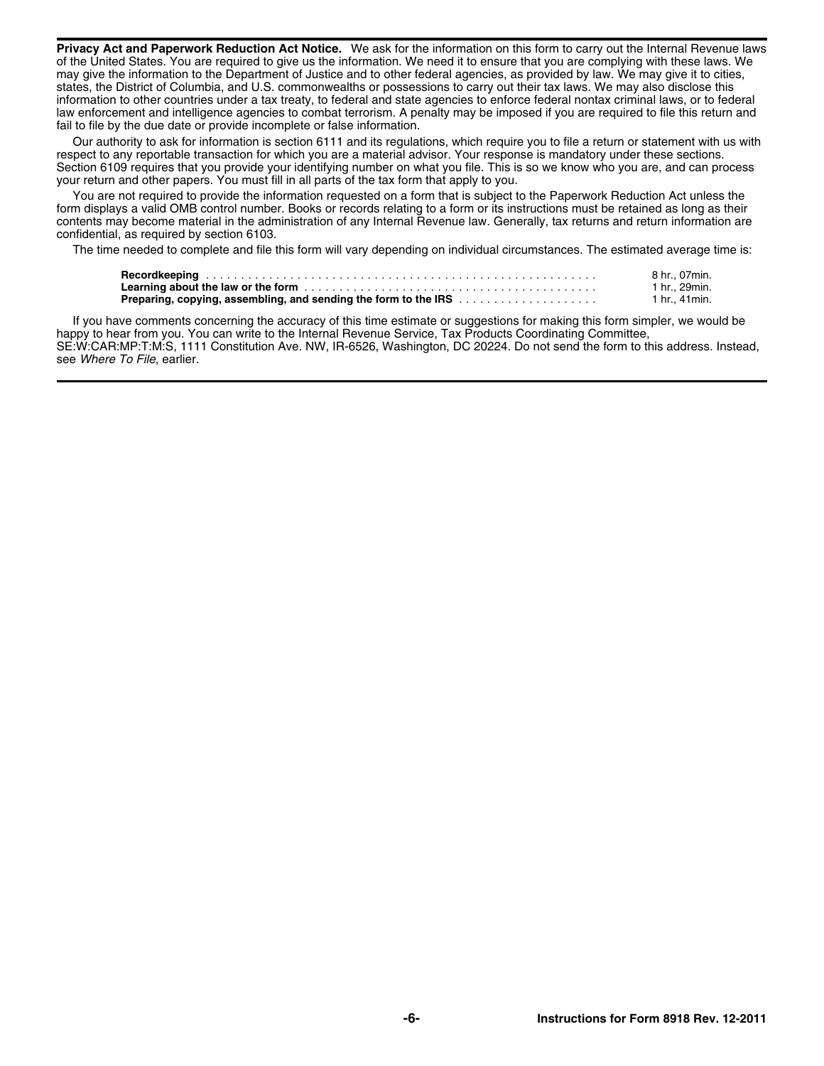**Privacy Act and Paperwork Reduction Act Notice.** We ask for the information on this form to carry out the Internal Revenue laws of the United States. You are required to give us the information. We need it to ensure that you are complying with these laws. We may give the information to the Department of Justice and to other federal agencies, as provided by law. We may give it to cities, states, the District of Columbia, and U.S. commonwealths or possessions to carry out their tax laws. We may also disclose this information to other countries under a tax treaty, to federal and state agencies to enforce federal nontax criminal laws, or to federal law enforcement and intelligence agencies to combat terrorism. A penalty may be imposed if you are required to file this return and fail to file by the due date or provide incomplete or false information.

Our authority to ask for information is section 6111 and its regulations, which require you to file a return or statement with us with respect to any reportable transaction for which you are a material advisor. Your response is mandatory under these sections. Section 6109 requires that you provide your identifying number on what you file. This is so we know who you are, and can process your return and other papers. You must fill in all parts of the tax form that apply to you.

You are not required to provide the information requested on a form that is subject to the Paperwork Reduction Act unless the form displays a valid OMB control number. Books or records relating to a form or its instructions must be retained as long as their contents may become material in the administration of any Internal Revenue law. Generally, tax returns and return information are confidential, as required by section 6103.

The time needed to complete and file this form will vary depending on individual circumstances. The estimated average time is:

| | |
|---|---|
| **Recordkeeping** | 8 hr., 07min. |
| **Learning about the law or the form** | 1 hr., 29min. |
| **Preparing, copying, assembling, and sending the form to the IRS** | 1 hr., 41min. |

If you have comments concerning the accuracy of this time estimate or suggestions for making this form simpler, we would be happy to hear from you. You can write to the Internal Revenue Service, Tax Products Coordinating Committee, SE:W:CAR:MP:T:M:S, 1111 Constitution Ave. NW, IR-6526, Washington, DC 20224. Do not send the form to this address. Instead, see *Where To File*, earlier.